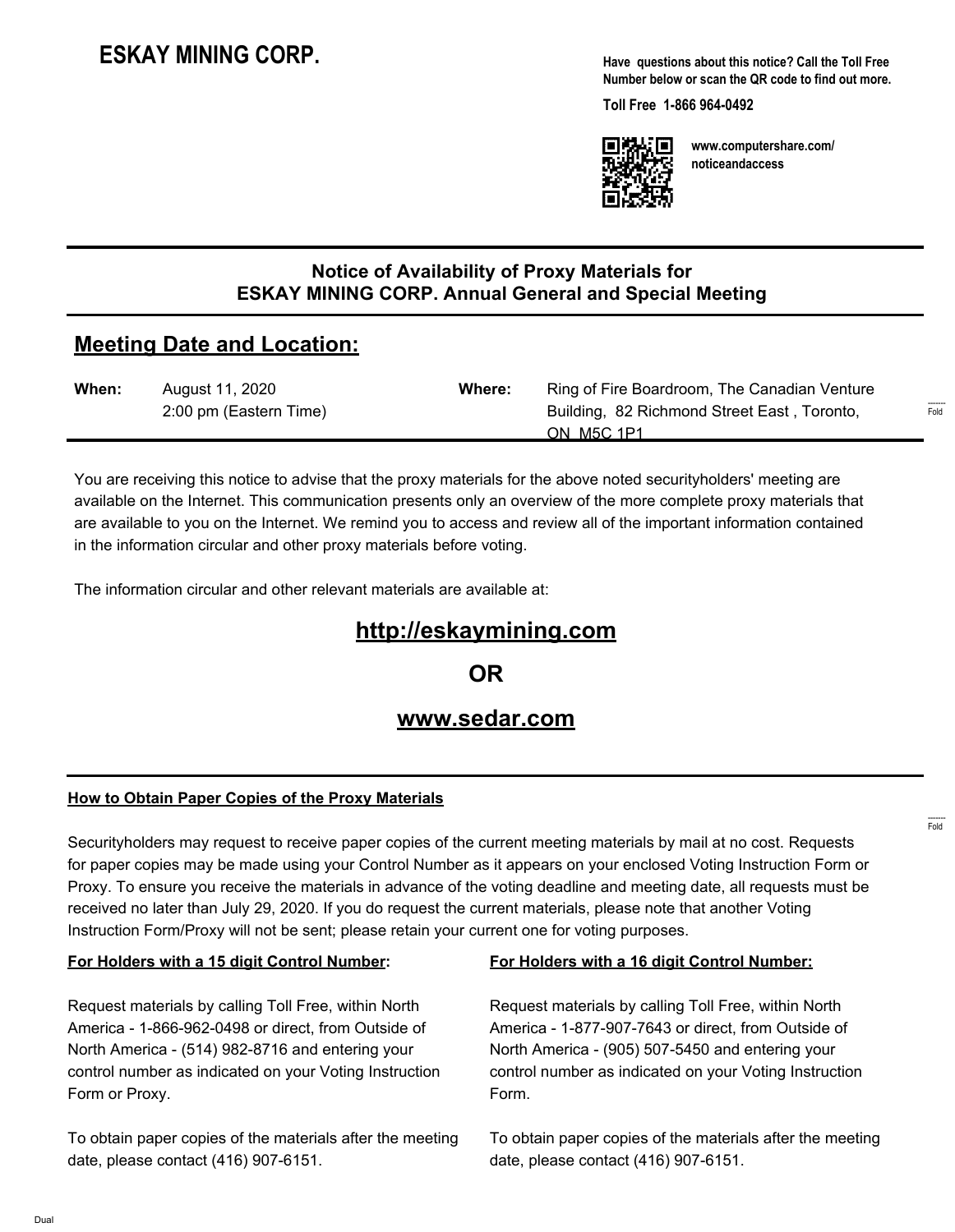# ESKAY MINING CORP.

**Have questions about this notice? Call the Toll Free Number below or scan the QR code to find out more.**

**Toll Free 1-866 964-0492**

**www.computershare.com/noticeandaccess**

## Notice of Availability of Proxy Materials for ESKAY MINING CORP. Annual General and Special Meeting

## Meeting Date and Location:

| | | | |
|---|---|---|---|
| **When:** | August 11, 2020<br>2:00 pm (Eastern Time) | **Where:** | Ring of Fire Boardroom, The Canadian Venture Building, 82 Richmond Street East , Toronto, ON M5C 1P1 |

You are receiving this notice to advise that the proxy materials for the above noted securityholders' meeting are available on the Internet. This communication presents only an overview of the more complete proxy materials that are available to you on the Internet. We remind you to access and review all of the important information contained in the information circular and other proxy materials before voting.

The information circular and other relevant materials are available at:

**http://eskaymining.com**

**OR**

**www.sedar.com**

### How to Obtain Paper Copies of the Proxy Materials

Securityholders may request to receive paper copies of the current meeting materials by mail at no cost. Requests for paper copies may be made using your Control Number as it appears on your enclosed Voting Instruction Form or Proxy. To ensure you receive the materials in advance of the voting deadline and meeting date, all requests must be received no later than July 29, 2020. If you do request the current materials, please note that another Voting Instruction Form/Proxy will not be sent; please retain your current one for voting purposes.

**For Holders with a 15 digit Control Number:**

Request materials by calling Toll Free, within North America - 1-866-962-0498 or direct, from Outside of North America - (514) 982-8716 and entering your control number as indicated on your Voting Instruction Form or Proxy.

To obtain paper copies of the materials after the meeting date, please contact (416) 907-6151.

**For Holders with a 16 digit Control Number:**

Request materials by calling Toll Free, within North America - 1-877-907-7643 or direct, from Outside of North America - (905) 507-5450 and entering your control number as indicated on your Voting Instruction Form.

To obtain paper copies of the materials after the meeting date, please contact (416) 907-6151.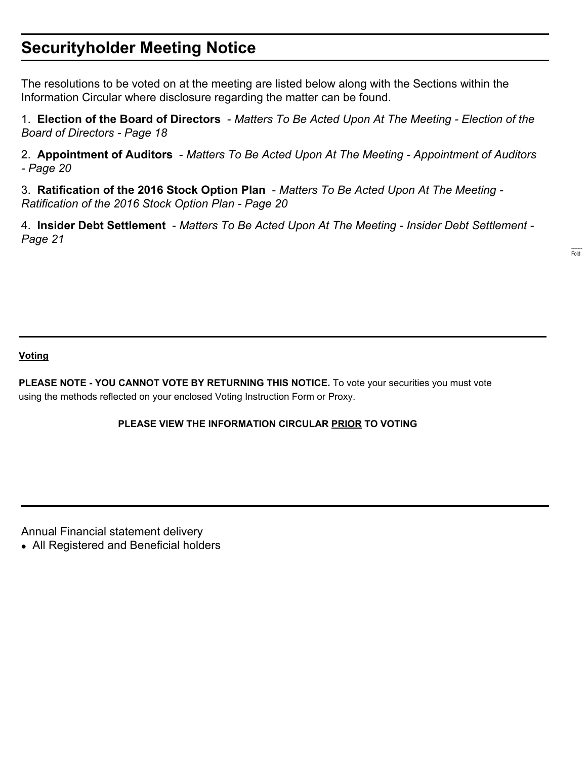## Securityholder Meeting Notice

The resolutions to be voted on at the meeting are listed below along with the Sections within the Information Circular where disclosure regarding the matter can be found.

1. **Election of the Board of Directors** - *Matters To Be Acted Upon At The Meeting - Election of the Board of Directors - Page 18*

2. **Appointment of Auditors** - *Matters To Be Acted Upon At The Meeting - Appointment of Auditors - Page 20*

3. **Ratification of the 2016 Stock Option Plan** - *Matters To Be Acted Upon At The Meeting - Ratification of the 2016 Stock Option Plan - Page 20*

4. **Insider Debt Settlement** - *Matters To Be Acted Upon At The Meeting - Insider Debt Settlement - Page 21*

Fold

---

**Voting**

**PLEASE NOTE - YOU CANNOT VOTE BY RETURNING THIS NOTICE.** To vote your securities you must vote using the methods reflected on your enclosed Voting Instruction Form or Proxy.

**PLEASE VIEW THE INFORMATION CIRCULAR PRIOR TO VOTING**

---

Annual Financial statement delivery

- All Registered and Beneficial holders